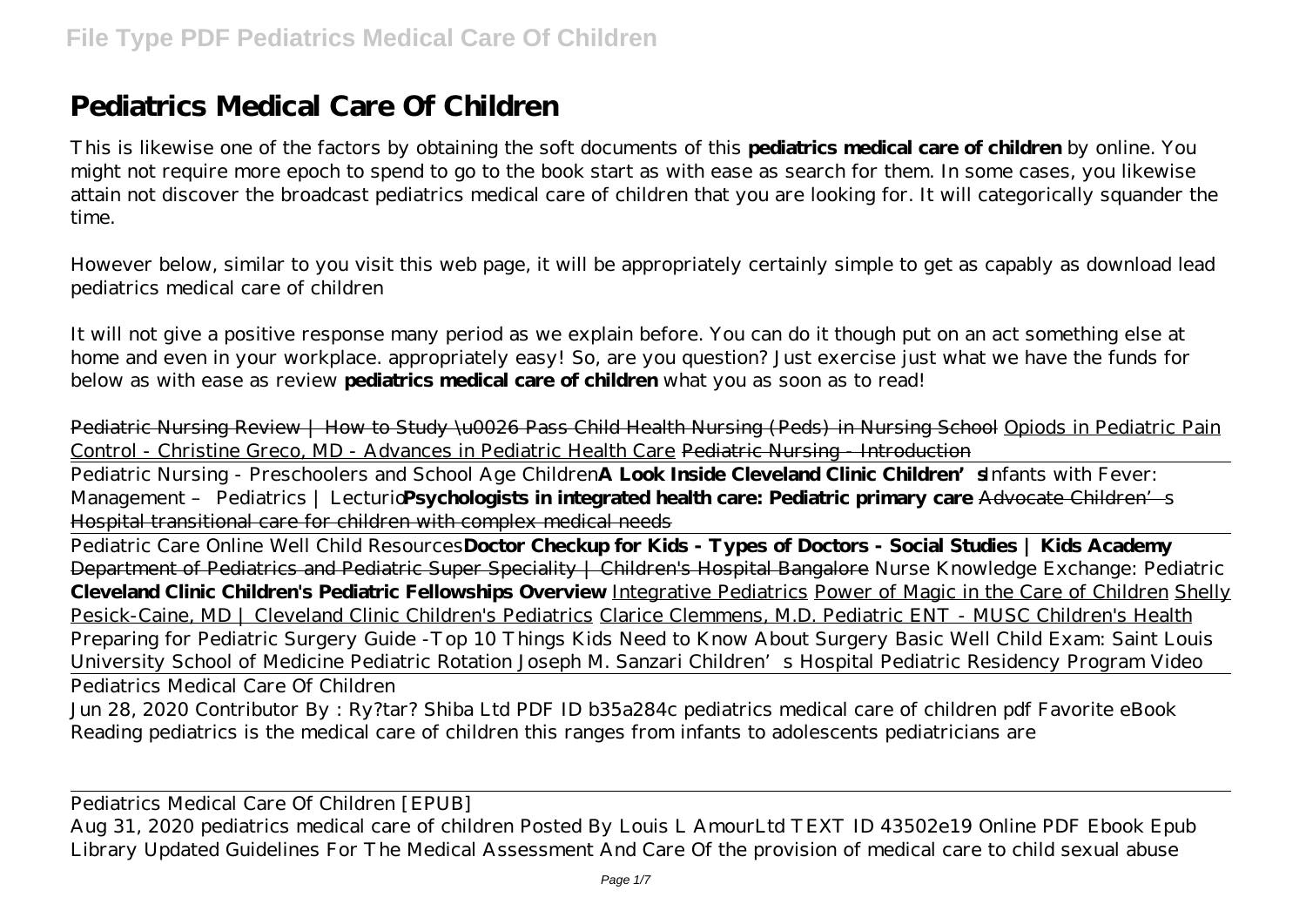# Pediatrics Medical Care Of Children

This is likewise one of the factors by obtaining the soft documents of this **pediatrics medical care of children** by online. You might not require more epoch to spend to go to the book start as with ease as search for them. In some cases, you likewise attain not discover the broadcast pediatrics medical care of children that you are looking for. It will categorically squander the time.

However below, similar to you visit this web page, it will be appropriately certainly simple to get as capably as download lead pediatrics medical care of children

It will not give a positive response many period as we explain before. You can do it though put on an act something else at home and even in your workplace. appropriately easy! So, are you question? Just exercise just what we have the funds for below as with ease as review **pediatrics medical care of children** what you as soon as to read!

Pediatric Nursing Review | How to Study \u0026 Pass Child Health Nursing (Peds) in Nursing School Opiods in Pediatric Pain Control - Christine Greco, MD - Advances in Pediatric Health Care Pediatric Nursing - Introduction

Pediatric Nursing - Preschoolers and School Age Children **A Look Inside Cleveland Clinic Children's** *Infants with Fever: Management – Pediatrics | Lecturio* **Psychologists in integrated health care: Pediatric primary care** Advocate Children's Hospital transitional care for children with complex medical needs

Pediatric Care Online Well Child Resources **Doctor Checkup for Kids - Types of Doctors - Social Studies | Kids Academy** Department of Pediatrics and Pediatric Super Speciality | Children's Hospital Bangalore *Nurse Knowledge Exchange: Pediatric* **Cleveland Clinic Children's Pediatric Fellowships Overview** Integrative Pediatrics Power of Magic in the Care of Children Shelly Pesick-Caine, MD | Cleveland Clinic Children's Pediatrics Clarice Clemmens, M.D. Pediatric ENT - MUSC Children's Health *Preparing for Pediatric Surgery Guide -Top 10 Things Kids Need to Know About Surgery Basic Well Child Exam: Saint Louis University School of Medicine Pediatric Rotation Joseph M. Sanzari Children's Hospital Pediatric Residency Program Video*

Pediatrics Medical Care Of Children

Jun 28, 2020 Contributor By : Ry?tar? Shiba Ltd PDF ID b35a284c pediatrics medical care of children pdf Favorite eBook Reading pediatrics is the medical care of children this ranges from infants to adolescents pediatricians are

Pediatrics Medical Care Of Children [EPUB]

Aug 31, 2020 pediatrics medical care of children Posted By Louis L AmourLtd TEXT ID 43502e19 Online PDF Ebook Epub Library Updated Guidelines For The Medical Assessment And Care Of the provision of medical care to child sexual abuse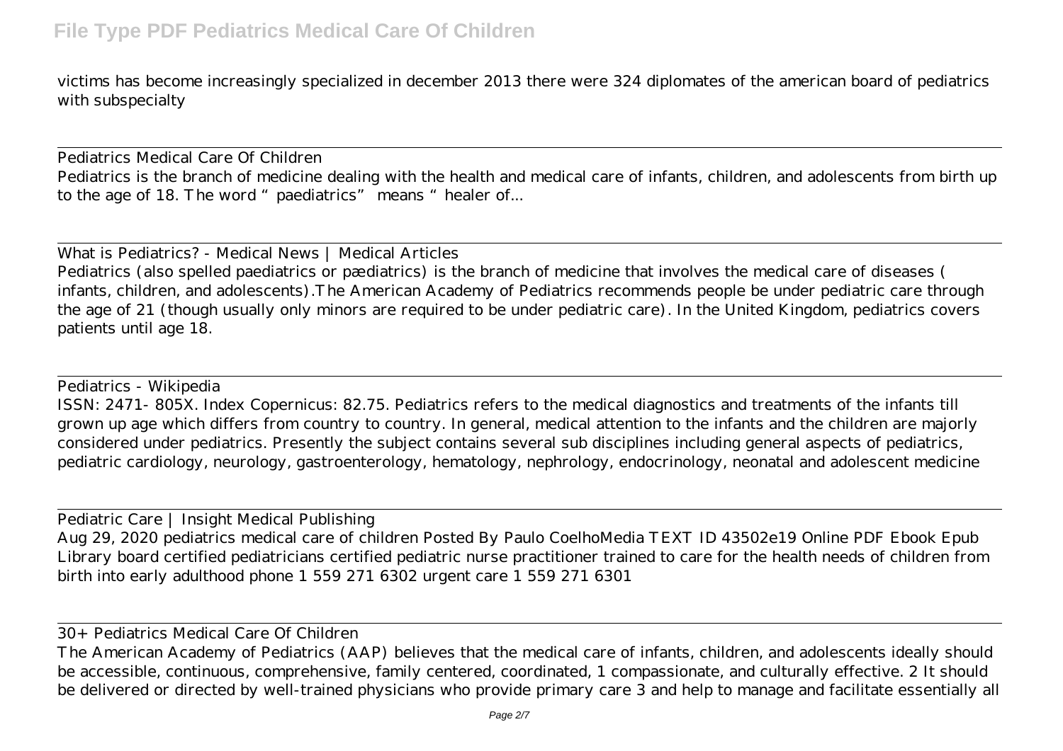victims has become increasingly specialized in december 2013 there were 324 diplomates of the american board of pediatrics with subspecialty

## Pediatrics Medical Care Of Children

Pediatrics is the branch of medicine dealing with the health and medical care of infants, children, and adolescents from birth up to the age of 18. The word "paediatrics" means "healer of...

## What is Pediatrics? - Medical News | Medical Articles

Pediatrics (also spelled paediatrics or pædiatrics) is the branch of medicine that involves the medical care of diseases ( infants, children, and adolescents).The American Academy of Pediatrics recommends people be under pediatric care through the age of 21 (though usually only minors are required to be under pediatric care). In the United Kingdom, pediatrics covers patients until age 18.

## Pediatrics - Wikipedia

ISSN: 2471- 805X. Index Copernicus: 82.75. Pediatrics refers to the medical diagnostics and treatments of the infants till grown up age which differs from country to country. In general, medical attention to the infants and the children are majorly considered under pediatrics. Presently the subject contains several sub disciplines including general aspects of pediatrics, pediatric cardiology, neurology, gastroenterology, hematology, nephrology, endocrinology, neonatal and adolescent medicine

## Pediatric Care | Insight Medical Publishing

Aug 29, 2020 pediatrics medical care of children Posted By Paulo CoelhoMedia TEXT ID 43502e19 Online PDF Ebook Epub Library board certified pediatricians certified pediatric nurse practitioner trained to care for the health needs of children from birth into early adulthood phone 1 559 271 6302 urgent care 1 559 271 6301

## 30+ Pediatrics Medical Care Of Children

The American Academy of Pediatrics (AAP) believes that the medical care of infants, children, and adolescents ideally should be accessible, continuous, comprehensive, family centered, coordinated, 1 compassionate, and culturally effective. 2 It should be delivered or directed by well-trained physicians who provide primary care 3 and help to manage and facilitate essentially all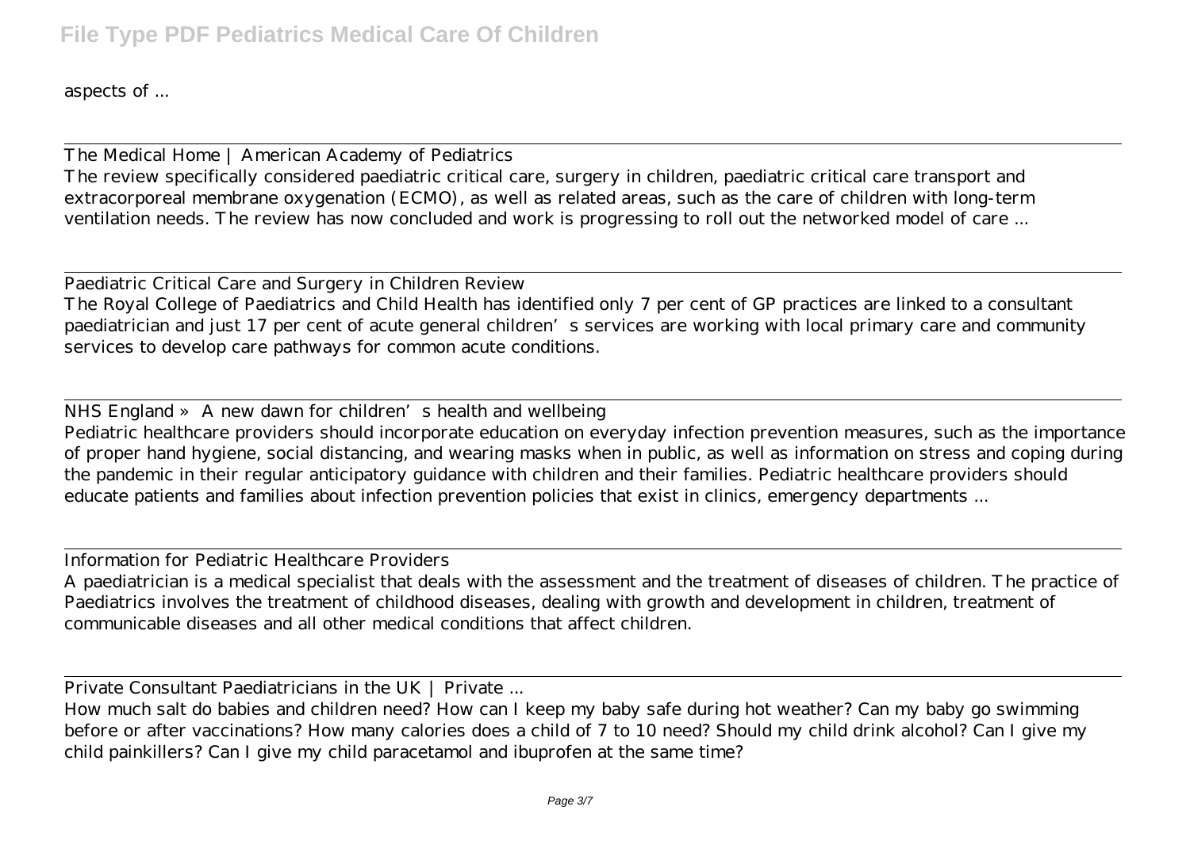aspects of ...

The Medical Home | American Academy of Pediatrics

The review specifically considered paediatric critical care, surgery in children, paediatric critical care transport and extracorporeal membrane oxygenation (ECMO), as well as related areas, such as the care of children with long-term ventilation needs. The review has now concluded and work is progressing to roll out the networked model of care ...

Paediatric Critical Care and Surgery in Children Review

The Royal College of Paediatrics and Child Health has identified only 7 per cent of GP practices are linked to a consultant paediatrician and just 17 per cent of acute general children's services are working with local primary care and community services to develop care pathways for common acute conditions.

NHS England » A new dawn for children's health and wellbeing

Pediatric healthcare providers should incorporate education on everyday infection prevention measures, such as the importance of proper hand hygiene, social distancing, and wearing masks when in public, as well as information on stress and coping during the pandemic in their regular anticipatory guidance with children and their families. Pediatric healthcare providers should educate patients and families about infection prevention policies that exist in clinics, emergency departments ...

Information for Pediatric Healthcare Providers

A paediatrician is a medical specialist that deals with the assessment and the treatment of diseases of children. The practice of Paediatrics involves the treatment of childhood diseases, dealing with growth and development in children, treatment of communicable diseases and all other medical conditions that affect children.

Private Consultant Paediatricians in the UK | Private ...

How much salt do babies and children need? How can I keep my baby safe during hot weather? Can my baby go swimming before or after vaccinations? How many calories does a child of 7 to 10 need? Should my child drink alcohol? Can I give my child painkillers? Can I give my child paracetamol and ibuprofen at the same time?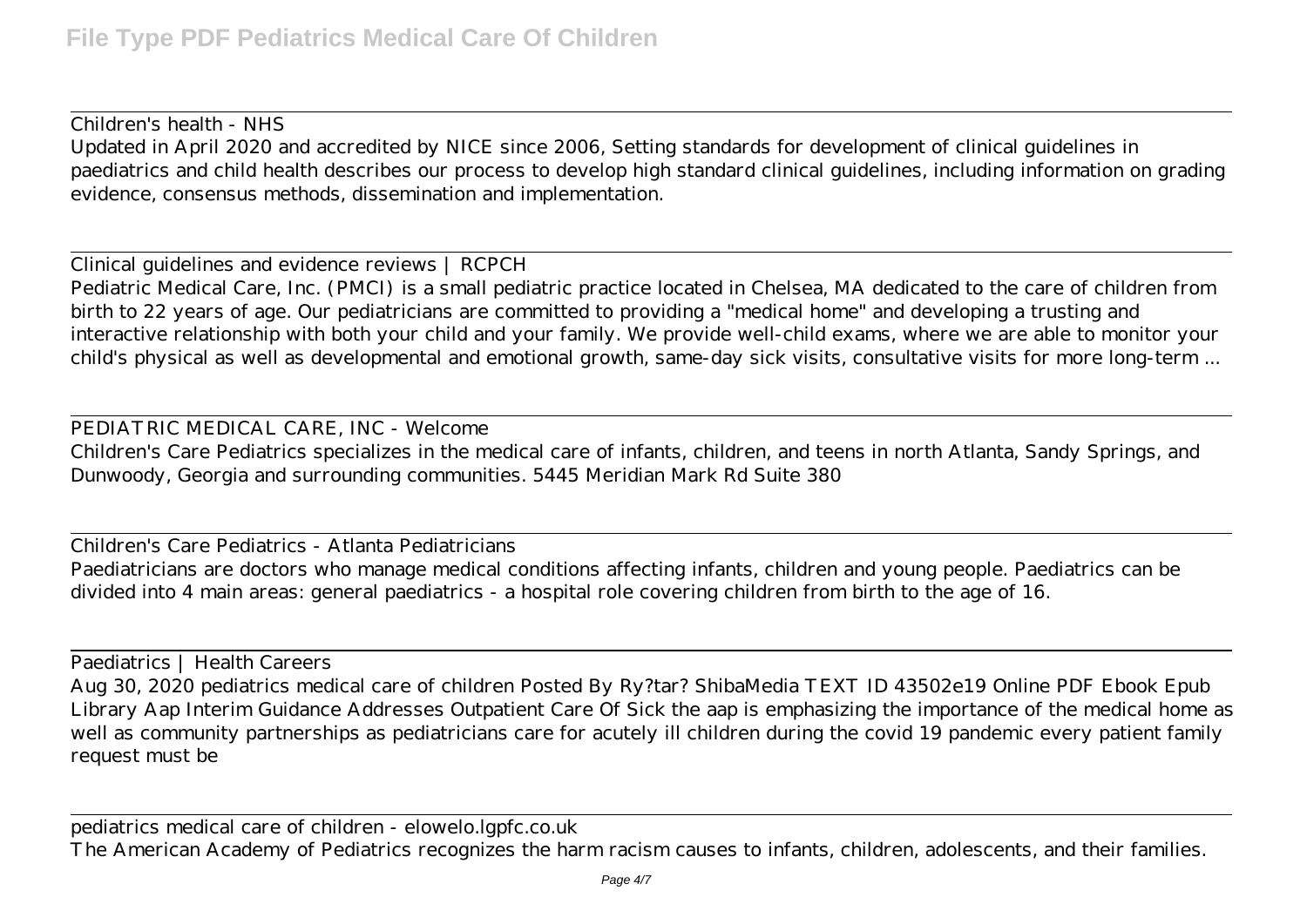Children's health - NHS

Updated in April 2020 and accredited by NICE since 2006, Setting standards for development of clinical guidelines in paediatrics and child health describes our process to develop high standard clinical guidelines, including information on grading evidence, consensus methods, dissemination and implementation.

Clinical guidelines and evidence reviews | RCPCH

Pediatric Medical Care, Inc. (PMCI) is a small pediatric practice located in Chelsea, MA dedicated to the care of children from birth to 22 years of age. Our pediatricians are committed to providing a "medical home" and developing a trusting and interactive relationship with both your child and your family. We provide well-child exams, where we are able to monitor your child's physical as well as developmental and emotional growth, same-day sick visits, consultative visits for more long-term ...

PEDIATRIC MEDICAL CARE, INC - Welcome

Children's Care Pediatrics specializes in the medical care of infants, children, and teens in north Atlanta, Sandy Springs, and Dunwoody, Georgia and surrounding communities. 5445 Meridian Mark Rd Suite 380

Children's Care Pediatrics - Atlanta Pediatricians

Paediatricians are doctors who manage medical conditions affecting infants, children and young people. Paediatrics can be divided into 4 main areas: general paediatrics - a hospital role covering children from birth to the age of 16.

Paediatrics | Health Careers

Aug 30, 2020 pediatrics medical care of children Posted By Ry?tar? ShibaMedia TEXT ID 43502e19 Online PDF Ebook Epub Library Aap Interim Guidance Addresses Outpatient Care Of Sick the aap is emphasizing the importance of the medical home as well as community partnerships as pediatricians care for acutely ill children during the covid 19 pandemic every patient family request must be

pediatrics medical care of children - elowelo.lgpfc.co.uk

The American Academy of Pediatrics recognizes the harm racism causes to infants, children, adolescents, and their families.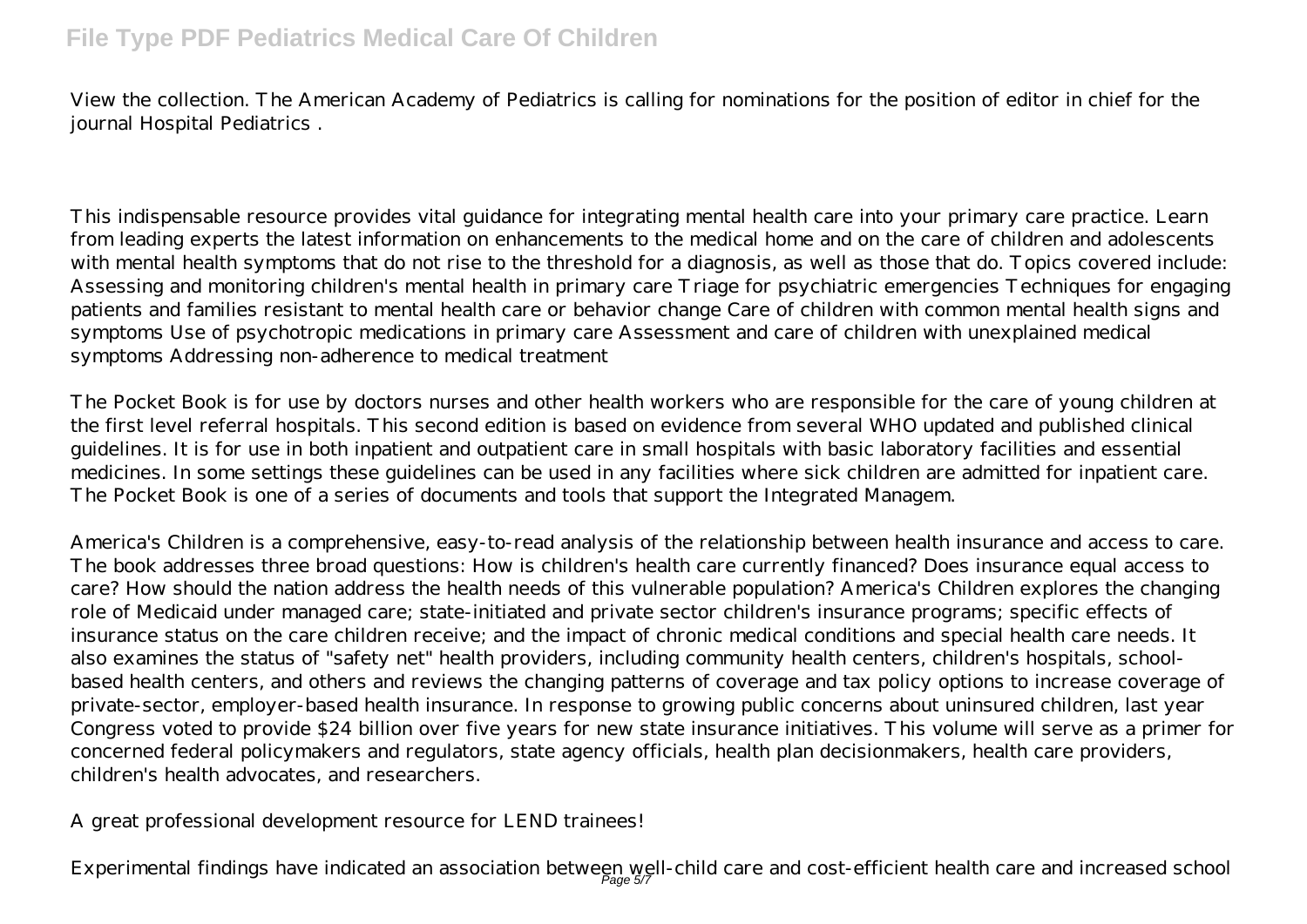View the collection. The American Academy of Pediatrics is calling for nominations for the position of editor in chief for the journal Hospital Pediatrics .

This indispensable resource provides vital guidance for integrating mental health care into your primary care practice. Learn from leading experts the latest information on enhancements to the medical home and on the care of children and adolescents with mental health symptoms that do not rise to the threshold for a diagnosis, as well as those that do. Topics covered include: Assessing and monitoring children's mental health in primary care Triage for psychiatric emergencies Techniques for engaging patients and families resistant to mental health care or behavior change Care of children with common mental health signs and symptoms Use of psychotropic medications in primary care Assessment and care of children with unexplained medical symptoms Addressing non-adherence to medical treatment

The Pocket Book is for use by doctors nurses and other health workers who are responsible for the care of young children at the first level referral hospitals. This second edition is based on evidence from several WHO updated and published clinical guidelines. It is for use in both inpatient and outpatient care in small hospitals with basic laboratory facilities and essential medicines. In some settings these guidelines can be used in any facilities where sick children are admitted for inpatient care. The Pocket Book is one of a series of documents and tools that support the Integrated Managem.

America's Children is a comprehensive, easy-to-read analysis of the relationship between health insurance and access to care. The book addresses three broad questions: How is children's health care currently financed? Does insurance equal access to care? How should the nation address the health needs of this vulnerable population? America's Children explores the changing role of Medicaid under managed care; state-initiated and private sector children's insurance programs; specific effects of insurance status on the care children receive; and the impact of chronic medical conditions and special health care needs. It also examines the status of "safety net" health providers, including community health centers, children's hospitals, school-based health centers, and others and reviews the changing patterns of coverage and tax policy options to increase coverage of private-sector, employer-based health insurance. In response to growing public concerns about uninsured children, last year Congress voted to provide $24 billion over five years for new state insurance initiatives. This volume will serve as a primer for concerned federal policymakers and regulators, state agency officials, health plan decisionmakers, health care providers, children's health advocates, and researchers.

A great professional development resource for LEND trainees!

Experimental findings have indicated an association between well-child care and cost-efficient health care and increased school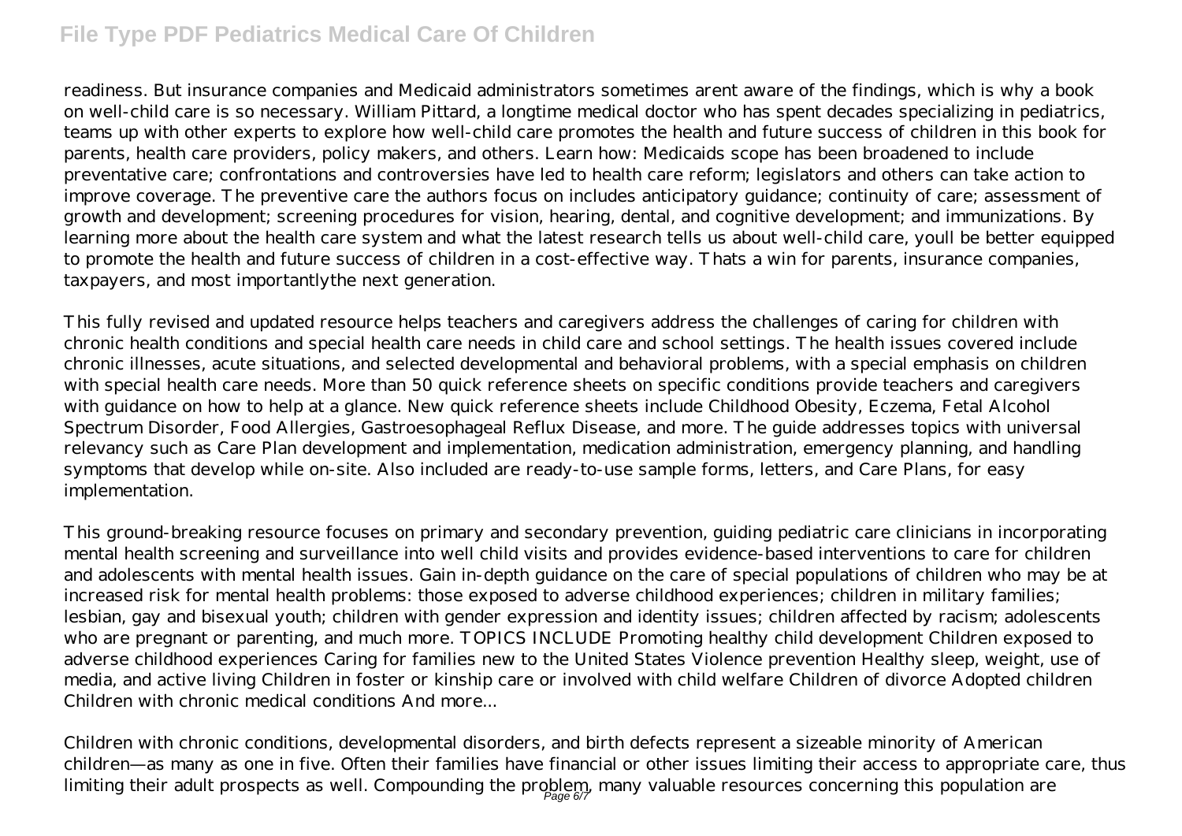readiness. But insurance companies and Medicaid administrators sometimes arent aware of the findings, which is why a book on well-child care is so necessary. William Pittard, a longtime medical doctor who has spent decades specializing in pediatrics, teams up with other experts to explore how well-child care promotes the health and future success of children in this book for parents, health care providers, policy makers, and others. Learn how: Medicaids scope has been broadened to include preventative care; confrontations and controversies have led to health care reform; legislators and others can take action to improve coverage. The preventive care the authors focus on includes anticipatory guidance; continuity of care; assessment of growth and development; screening procedures for vision, hearing, dental, and cognitive development; and immunizations. By learning more about the health care system and what the latest research tells us about well-child care, youll be better equipped to promote the health and future success of children in a cost-effective way. Thats a win for parents, insurance companies, taxpayers, and most importantlythe next generation.

This fully revised and updated resource helps teachers and caregivers address the challenges of caring for children with chronic health conditions and special health care needs in child care and school settings. The health issues covered include chronic illnesses, acute situations, and selected developmental and behavioral problems, with a special emphasis on children with special health care needs. More than 50 quick reference sheets on specific conditions provide teachers and caregivers with guidance on how to help at a glance. New quick reference sheets include Childhood Obesity, Eczema, Fetal Alcohol Spectrum Disorder, Food Allergies, Gastroesophageal Reflux Disease, and more. The guide addresses topics with universal relevancy such as Care Plan development and implementation, medication administration, emergency planning, and handling symptoms that develop while on-site. Also included are ready-to-use sample forms, letters, and Care Plans, for easy implementation.

This ground-breaking resource focuses on primary and secondary prevention, guiding pediatric care clinicians in incorporating mental health screening and surveillance into well child visits and provides evidence-based interventions to care for children and adolescents with mental health issues. Gain in-depth guidance on the care of special populations of children who may be at increased risk for mental health problems: those exposed to adverse childhood experiences; children in military families; lesbian, gay and bisexual youth; children with gender expression and identity issues; children affected by racism; adolescents who are pregnant or parenting, and much more. TOPICS INCLUDE Promoting healthy child development Children exposed to adverse childhood experiences Caring for families new to the United States Violence prevention Healthy sleep, weight, use of media, and active living Children in foster or kinship care or involved with child welfare Children of divorce Adopted children Children with chronic medical conditions And more...

Children with chronic conditions, developmental disorders, and birth defects represent a sizeable minority of American children—as many as one in five. Often their families have financial or other issues limiting their access to appropriate care, thus limiting their adult prospects as well. Compounding the problem, many valuable resources concerning this population are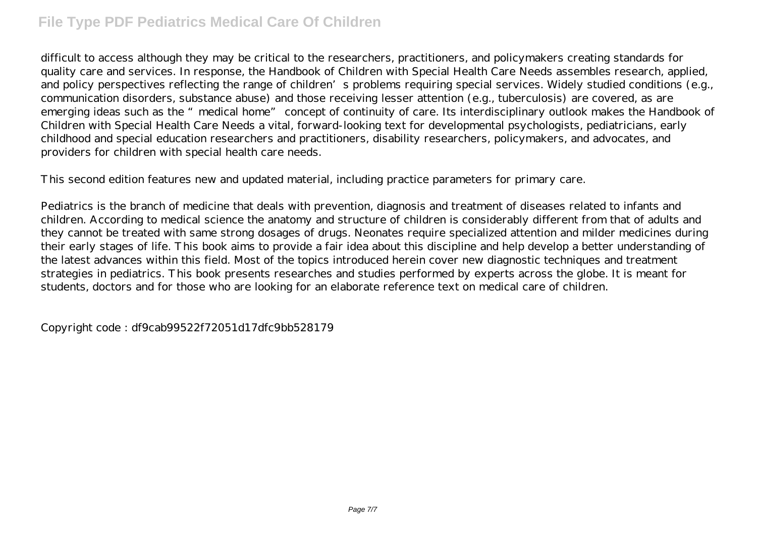difficult to access although they may be critical to the researchers, practitioners, and policymakers creating standards for quality care and services. In response, the Handbook of Children with Special Health Care Needs assembles research, applied, and policy perspectives reflecting the range of children's problems requiring special services. Widely studied conditions (e.g., communication disorders, substance abuse) and those receiving lesser attention (e.g., tuberculosis) are covered, as are emerging ideas such as the "medical home" concept of continuity of care. Its interdisciplinary outlook makes the Handbook of Children with Special Health Care Needs a vital, forward-looking text for developmental psychologists, pediatricians, early childhood and special education researchers and practitioners, disability researchers, policymakers, and advocates, and providers for children with special health care needs.

This second edition features new and updated material, including practice parameters for primary care.

Pediatrics is the branch of medicine that deals with prevention, diagnosis and treatment of diseases related to infants and children. According to medical science the anatomy and structure of children is considerably different from that of adults and they cannot be treated with same strong dosages of drugs. Neonates require specialized attention and milder medicines during their early stages of life. This book aims to provide a fair idea about this discipline and help develop a better understanding of the latest advances within this field. Most of the topics introduced herein cover new diagnostic techniques and treatment strategies in pediatrics. This book presents researches and studies performed by experts across the globe. It is meant for students, doctors and for those who are looking for an elaborate reference text on medical care of children.

Copyright code : df9cab99522f72051d17dfc9bb528179